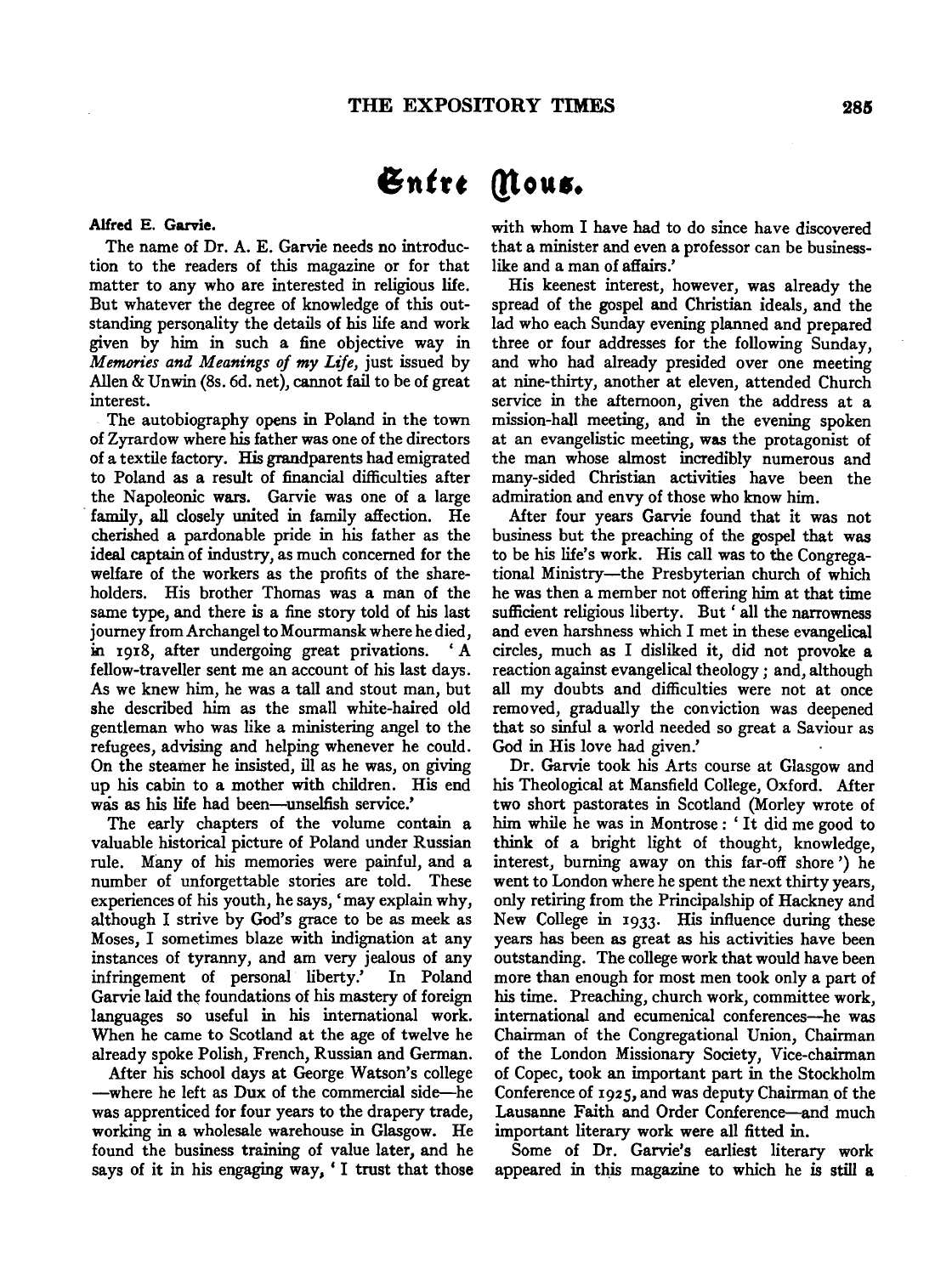# Entre Nous.

**Alfred E. Garvie.**

The name of Dr. A. E. Garvie needs no introduction to the readers of this magazine or for that matter to any who are interested in religious life. But whatever the degree of knowledge of this outstanding personality the details of his life and work given by him in such a fine objective way in *Memories and Meanings of my Life*, just issued by Allen & Unwin (8s. 6d. net), cannot fail to be of great interest.

The autobiography opens in Poland in the town of Zyrardow where his father was one of the directors of a textile factory. His grandparents had emigrated to Poland as a result of financial difficulties after the Napoleonic wars. Garvie was one of a large family, all closely united in family affection. He cherished a pardonable pride in his father as the ideal captain of industry, as much concerned for the welfare of the workers as the profits of the shareholders. His brother Thomas was a man of the same type, and there is a fine story told of his last journey from Archangel to Mourmansk where he died, in 1918, after undergoing great privations. 'A fellow-traveller sent me an account of his last days. As we knew him, he was a tall and stout man, but she described him as the small white-haired old gentleman who was like a ministering angel to the refugees, advising and helping whenever he could. On the steamer he insisted, ill as he was, on giving up his cabin to a mother with children. His end was as his life had been—unselfish service.'

The early chapters of the volume contain a valuable historical picture of Poland under Russian rule. Many of his memories were painful, and a number of unforgettable stories are told. These experiences of his youth, he says, 'may explain why, although I strive by God's grace to be as meek as Moses, I sometimes blaze with indignation at any instances of tyranny, and am very jealous of any infringement of personal liberty.' In Poland Garvie laid the foundations of his mastery of foreign languages so useful in his international work. When he came to Scotland at the age of twelve he already spoke Polish, French, Russian and German.

After his school days at George Watson's college —where he left as Dux of the commercial side—he was apprenticed for four years to the drapery trade, working in a wholesale warehouse in Glasgow. He found the business training of value later, and he says of it in his engaging way, 'I trust that those with whom I have had to do since have discovered that a minister and even a professor can be businesslike and a man of affairs.'

His keenest interest, however, was already the spread of the gospel and Christian ideals, and the lad who each Sunday evening planned and prepared three or four addresses for the following Sunday, and who had already presided over one meeting at nine-thirty, another at eleven, attended Church service in the afternoon, given the address at a mission-hall meeting, and in the evening spoken at an evangelistic meeting, was the protagonist of the man whose almost incredibly numerous and many-sided Christian activities have been the admiration and envy of those who know him.

After four years Garvie found that it was not business but the preaching of the gospel that was to be his life's work. His call was to the Congregational Ministry—the Presbyterian church of which he was then a member not offering him at that time sufficient religious liberty. But 'all the narrowness and even harshness which I met in these evangelical circles, much as I disliked it, did not provoke a reaction against evangelical theology; and, although all my doubts and difficulties were not at once removed, gradually the conviction was deepened that so sinful a world needed so great a Saviour as God in His love had given.'

Dr. Garvie took his Arts course at Glasgow and his Theological at Mansfield College, Oxford. After two short pastorates in Scotland (Morley wrote of him while he was in Montrose: 'It did me good to think of a bright light of thought, knowledge, interest, burning away on this far-off shore') he went to London where he spent the next thirty years, only retiring from the Principalship of Hackney and New College in 1933. His influence during these years has been as great as his activities have been outstanding. The college work that would have been more than enough for most men took only a part of his time. Preaching, church work, committee work, international and ecumenical conferences—he was Chairman of the Congregational Union, Chairman of the London Missionary Society, Vice-chairman of Copec, took an important part in the Stockholm Conference of 1925, and was deputy Chairman of the Lausanne Faith and Order Conference—and much important literary work were all fitted in.

Some of Dr. Garvie's earliest literary work appeared in this magazine to which he is still a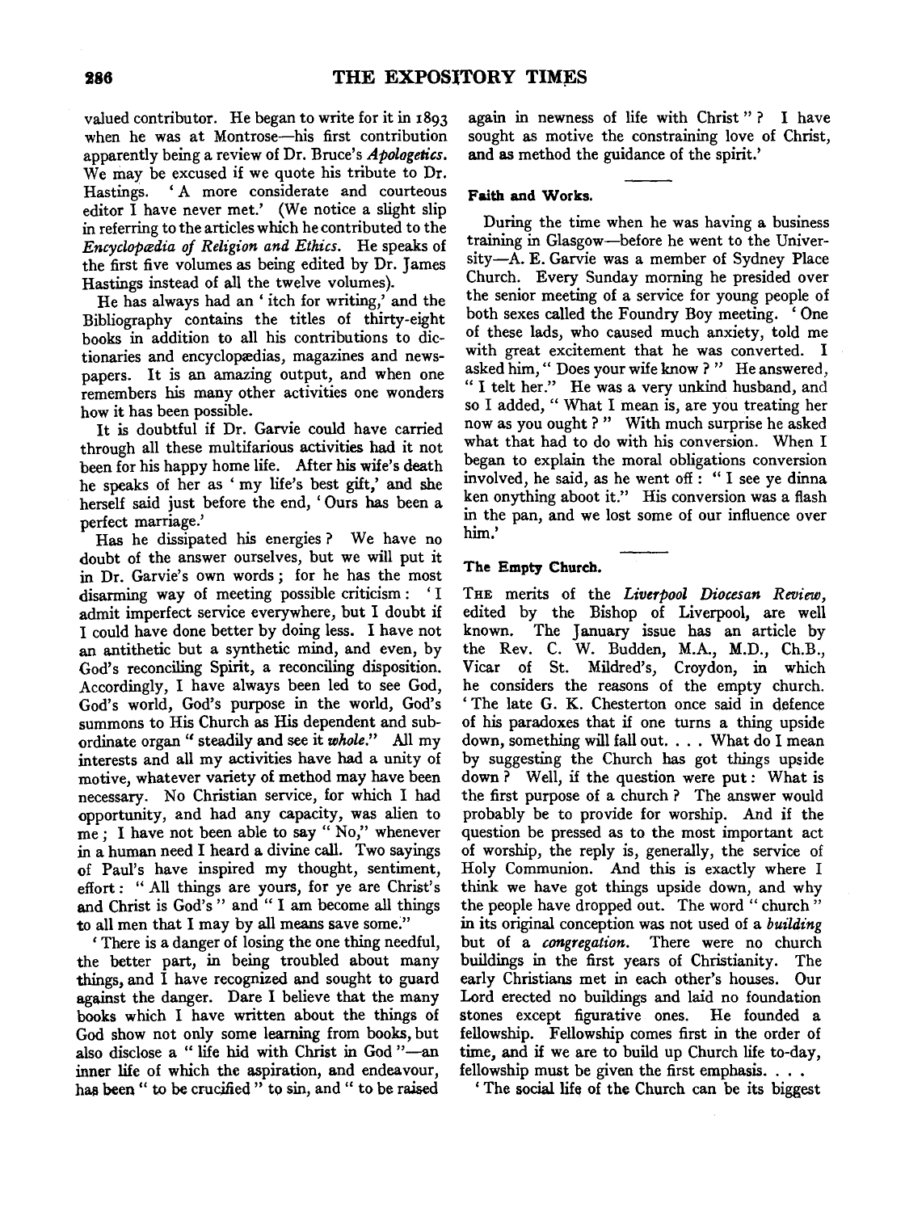valued contributor. He began to write for it in 1893 when he was at Montrose—his first contribution apparently being a review of Dr. Bruce's *Apologetics*. We may be excused if we quote his tribute to Dr. Hastings. 'A more considerate and courteous editor I have never met.' (We notice a slight slip in referring to the articles which he contributed to the *Encyclopædia of Religion and Ethics*. He speaks of the first five volumes as being edited by Dr. James Hastings instead of all the twelve volumes).

He has always had an 'itch for writing,' and the Bibliography contains the titles of thirty-eight books in addition to all his contributions to dictionaries and encyclopædias, magazines and newspapers. It is an amazing output, and when one remembers his many other activities one wonders how it has been possible.

It is doubtful if Dr. Garvie could have carried through all these multifarious activities had it not been for his happy home life. After his wife's death he speaks of her as 'my life's best gift,' and she herself said just before the end, 'Ours has been a perfect marriage.'

Has he dissipated his energies? We have no doubt of the answer ourselves, but we will put it in Dr. Garvie's own words; for he has the most disarming way of meeting possible criticism: 'I admit imperfect service everywhere, but I doubt if I could have done better by doing less. I have not an antithetic but a synthetic mind, and even, by God's reconciling Spirit, a reconciling disposition. Accordingly, I have always been led to see God, God's world, God's purpose in the world, God's summons to His Church as His dependent and subordinate organ "steadily and see it *whole*." All my interests and all my activities have had a unity of motive, whatever variety of method may have been necessary. No Christian service, for which I had opportunity, and had any capacity, was alien to me; I have not been able to say "No," whenever in a human need I heard a divine call. Two sayings of Paul's have inspired my thought, sentiment, effort: "All things are yours, for ye are Christ's and Christ is God's" and "I am become all things to all men that I may by all means save some."

'There is a danger of losing the one thing needful, the better part, in being troubled about many things, and I have recognized and sought to guard against the danger. Dare I believe that the many books which I have written about the things of God show not only some learning from books, but also disclose a "life hid with Christ in God"—an inner life of which the aspiration, and endeavour, has been "to be crucified" to sin, and "to be raised again in newness of life with Christ"? I have sought as motive the constraining love of Christ, and as method the guidance of the spirit.'

### Faith and Works.

During the time when he was having a business training in Glasgow—before he went to the University—A. E. Garvie was a member of Sydney Place Church. Every Sunday morning he presided over the senior meeting of a service for young people of both sexes called the Foundry Boy meeting. 'One of these lads, who caused much anxiety, told me with great excitement that he was converted. I asked him, "Does your wife know?" He answered, "I telt her." He was a very unkind husband, and so I added, "What I mean is, are you treating her now as you ought?" With much surprise he asked what that had to do with his conversion. When I began to explain the moral obligations conversion involved, he said, as he went off: "I see ye dinna ken onything aboot it." His conversion was a flash in the pan, and we lost some of our influence over him.'

### The Empty Church.

The merits of the *Liverpool Diocesan Review*, edited by the Bishop of Liverpool, are well known. The January issue has an article by the Rev. C. W. Budden, M.A., M.D., Ch.B., Vicar of St. Mildred's, Croydon, in which he considers the reasons of the empty church. 'The late G. K. Chesterton once said in defence of his paradoxes that if one turns a thing upside down, something will fall out. . . . What do I mean by suggesting the Church has got things upside down? Well, if the question were put: What is the first purpose of a church? The answer would probably be to provide for worship. And if the question be pressed as to the most important act of worship, the reply is, generally, the service of Holy Communion. And this is exactly where I think we have got things upside down, and why the people have dropped out. The word "church" in its original conception was not used of a *building* but of a *congregation*. There were no church buildings in the first years of Christianity. The early Christians met in each other's houses. Our Lord erected no buildings and laid no foundation stones except figurative ones. He founded a fellowship. Fellowship comes first in the order of time, and if we are to build up Church life to-day, fellowship must be given the first emphasis. . . .

'The social life of the Church can be its biggest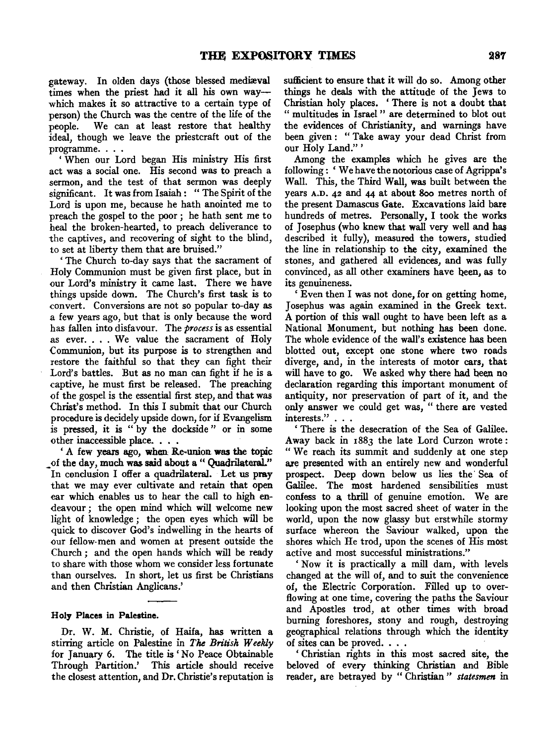gateway. In olden days (those blessed mediæval times when the priest had it all his own way—which makes it so attractive to a certain type of person) the Church was the centre of the life of the people. We can at least restore that healthy ideal, though we leave the priestcraft out of the programme. . . .

'When our Lord began His ministry His first act was a social one. His second was to preach a sermon, and the test of that sermon was deeply significant. It was from Isaiah: "The Spirit of the Lord is upon me, because he hath anointed me to preach the gospel to the poor; he hath sent me to heal the broken-hearted, to preach deliverance to the captives, and recovering of sight to the blind, to set at liberty them that are bruised."

'The Church to-day says that the sacrament of Holy Communion must be given first place, but in our Lord's ministry it came last. There we have things upside down. The Church's first task is to convert. Conversions are not so popular to-day as a few years ago, but that is only because the word has fallen into disfavour. The *process* is as essential as ever. . . . We value the sacrament of Holy Communion, but its purpose is to strengthen and restore the faithful so that they can fight their Lord's battles. But as no man can fight if he is a captive, he must first be released. The preaching of the gospel is the essential first step, and that was Christ's method. In this I submit that our Church procedure is decidely upside down, for if Evangelism is pressed, it is "by the dockside" or in some other inaccessible place. . . .

'A few years ago, when Re-union was the topic of the day, much was said about a "Quadrilateral." In conclusion I offer a quadrilateral. Let us pray that we may ever cultivate and retain that open ear which enables us to hear the call to high endeavour; the open mind which will welcome new light of knowledge; the open eyes which will be quick to discover God's indwelling in the hearts of our fellow-men and women at present outside the Church; and the open hands which will be ready to share with those whom we consider less fortunate than ourselves. In short, let us first be Christians and then Christian Anglicans.'

---

#### Holy Places in Palestine.

Dr. W. M. Christie, of Haifa, has written a stirring article on Palestine in *The British Weekly* for January 6. The title is 'No Peace Obtainable Through Partition.' This article should receive the closest attention, and Dr. Christie's reputation is sufficient to ensure that it will do so. Among other things he deals with the attitude of the Jews to Christian holy places. 'There is not a doubt that "multitudes in Israel" are determined to blot out the evidences of Christianity, and warnings have been given: "Take away your dead Christ from our Holy Land."'

Among the examples which he gives are the following: 'We have the notorious case of Agrippa's Wall. This, the Third Wall, was built between the years A.D. 42 and 44 at about 800 metres north of the present Damascus Gate. Excavations laid bare hundreds of metres. Personally, I took the works of Josephus (who knew that wall very well and has described it fully), measured the towers, studied the line in relationship to the city, examined the stones, and gathered all evidences, and was fully convinced, as all other examiners have been, as to its genuineness.

'Even then I was not done, for on getting home, Josephus was again examined in the Greek text. A portion of this wall ought to have been left as a National Monument, but nothing has been done. The whole evidence of the wall's existence has been blotted out, except one stone where two roads diverge, and, in the interests of motor cars, that will have to go. We asked why there had been no declaration regarding this important monument of antiquity, nor preservation of part of it, and the only answer we could get was, "there are vested interests." . . .

'There is the desecration of the Sea of Galilee. Away back in 1883 the late Lord Curzon wrote: "We reach its summit and suddenly at one step are presented with an entirely new and wonderful prospect. Deep down below us lies the Sea of Galilee. The most hardened sensibilities must confess to a thrill of genuine emotion. We are looking upon the most sacred sheet of water in the world, upon the now glassy but erstwhile stormy surface whereon the Saviour walked, upon the shores which He trod, upon the scenes of His most active and most successful ministrations."

'Now it is practically a mill dam, with levels changed at the will of, and to suit the convenience of, the Electric Corporation. Filled up to overflowing at one time, covering the paths the Saviour and Apostles trod, at other times with broad burning foreshores, stony and rough, destroying geographical relations through which the identity of sites can be proved. . . .

'Christian rights in this most sacred site, the beloved of every thinking Christian and Bible reader, are betrayed by "Christian" *statesmen* in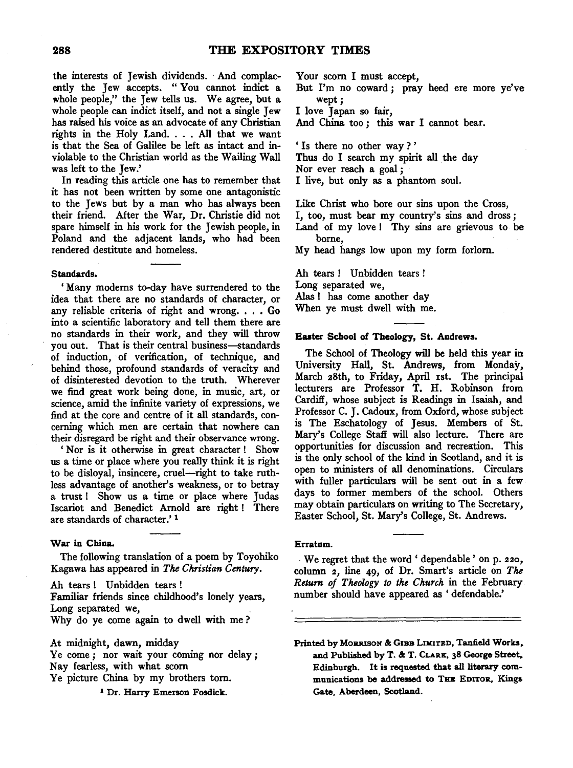the interests of Jewish dividends. And complacently the Jew accepts. "You cannot indict a whole people," the Jew tells us. We agree, but a whole people can indict itself, and not a single Jew has raised his voice as an advocate of any Christian rights in the Holy Land. . . . All that we want is that the Sea of Galilee be left as intact and inviolable to the Christian world as the Wailing Wall was left to the Jew.'

In reading this article one has to remember that it has not been written by some one antagonistic to the Jews but by a man who has always been their friend. After the War, Dr. Christie did not spare himself in his work for the Jewish people, in Poland and the adjacent lands, who had been rendered destitute and homeless.

#### Standards.

'Many moderns to-day have surrendered to the idea that there are no standards of character, or any reliable criteria of right and wrong. . . . Go into a scientific laboratory and tell them there are no standards in their work, and they will throw you out. That is their central business—standards of induction, of verification, of technique, and behind those, profound standards of veracity and of disinterested devotion to the truth. Wherever we find great work being done, in music, art, or science, amid the infinite variety of expressions, we find at the core and centre of it all standards, concerning which men are certain that nowhere can their disregard be right and their observance wrong.

'Nor is it otherwise in great character! Show us a time or place where you really think it is right to be disloyal, insincere, cruel—right to take ruthless advantage of another's weakness, or to betray a trust! Show us a time or place where Judas Iscariot and Benedict Arnold are right! There are standards of character.' [1]

[1] Dr. Harry Emerson Fosdick.

#### War in China.

The following translation of a poem by Toyohiko Kagawa has appeared in *The Christian Century*.

Ah tears! Unbidden tears!
Familiar friends since childhood's lonely years,
Long separated we,
Why do ye come again to dwell with me?

At midnight, dawn, midday
Ye come; nor wait your coming nor delay;
Nay fearless, with what scorn
Ye picture China by my brothers torn.

Your scorn I must accept,
But I'm no coward; pray heed ere more ye've wept;
I love Japan so fair,
And China too; this war I cannot bear.

'Is there no other way?'
Thus do I search my spirit all the day
Nor ever reach a goal;
I live, but only as a phantom soul.

Like Christ who bore our sins upon the Cross,
I, too, must bear my country's sins and dross;
Land of my love! Thy sins are grievous to be borne,
My head hangs low upon my form forlorn.

Ah tears! Unbidden tears!
Long separated we,
Alas! has come another day
When ye must dwell with me.

#### Easter School of Theology, St. Andrews.

The School of Theology will be held this year in University Hall, St. Andrews, from Monday, March 28th, to Friday, April 1st. The principal lecturers are Professor T. H. Robinson from Cardiff, whose subject is Readings in Isaiah, and Professor C. J. Cadoux, from Oxford, whose subject is The Eschatology of Jesus. Members of St. Mary's College Staff will also lecture. There are opportunities for discussion and recreation. This is the only school of the kind in Scotland, and it is open to ministers of all denominations. Circulars with fuller particulars will be sent out in a few days to former members of the school. Others may obtain particulars on writing to The Secretary, Easter School, St. Mary's College, St. Andrews.

#### Erratum.

We regret that the word 'dependable' on p. 220, column 2, line 49, of Dr. Smart's article on *The Return of Theology to the Church* in the February number should have appeared as 'defendable.'

---

Printed by MORRISON & GIBB LIMITED, Tanfield Works, and Published by T. & T. CLARK, 38 George Street, Edinburgh. It is requested that all literary communications be addressed to THE EDITOR, Kings Gate, Aberdeen, Scotland.